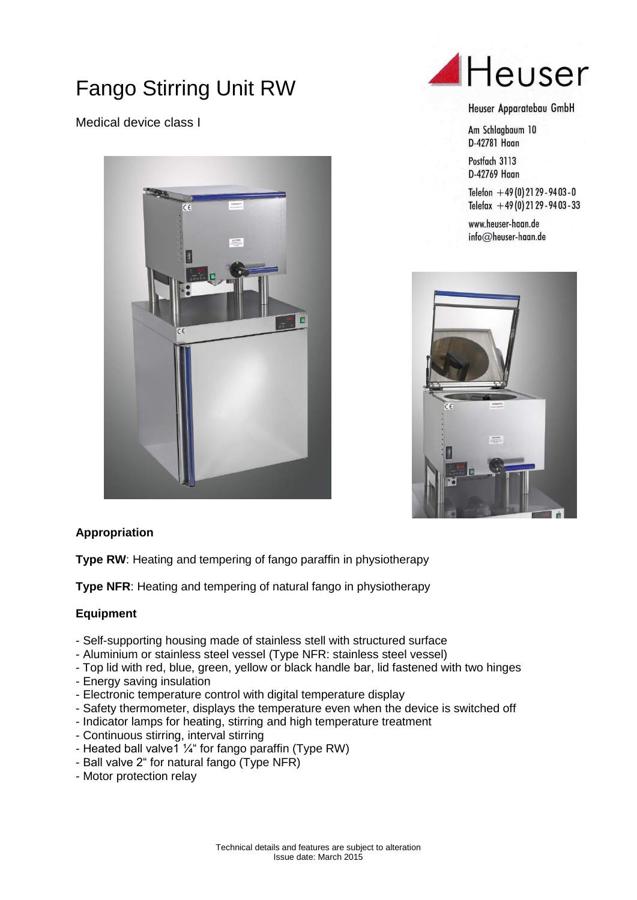# Fango Stirring Unit RW

Medical device class I

Heuser

Heuser Apparatebau GmbH

Am Schlagbaum 10
D-42781 Haan

Postfach 3113
D-42769 Haan

Telefon +49 (0) 21 29 - 94 03 - 0
Telefax +49 (0) 21 29 - 94 03 - 33

www.heuser-haan.de
info@heuser-haan.de

**Appropriation**

**Type RW**: Heating and tempering of fango paraffin in physiotherapy

**Type NFR**: Heating and tempering of natural fango in physiotherapy

**Equipment**

- Self-supporting housing made of stainless stell with structured surface
- Aluminium or stainless steel vessel (Type NFR: stainless steel vessel)
- Top lid with red, blue, green, yellow or black handle bar, lid fastened with two hinges
- Energy saving insulation
- Electronic temperature control with digital temperature display
- Safety thermometer, displays the temperature even when the device is switched off
- Indicator lamps for heating, stirring and high temperature treatment
- Continuous stirring, interval stirring
- Heated ball valve1 ¼" for fango paraffin (Type RW)
- Ball valve 2" for natural fango (Type NFR)
- Motor protection relay

Technical details and features are subject to alteration
Issue date: March 2015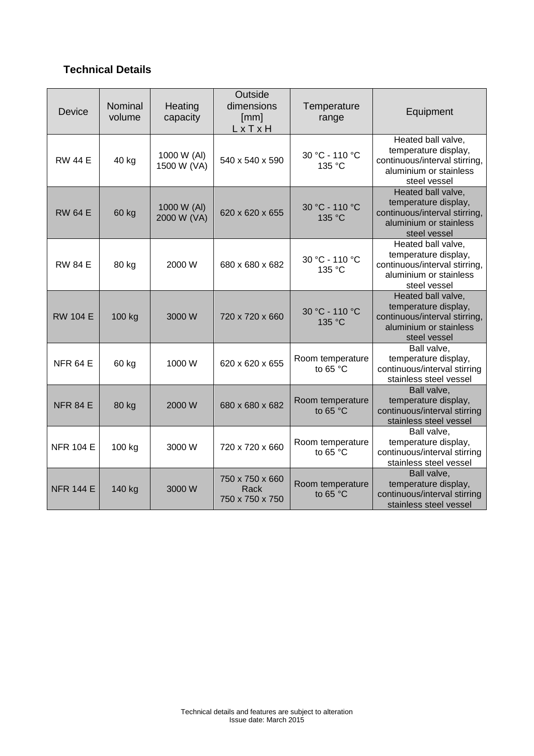## Technical Details

| Device | Nominal volume | Heating capacity | Outside dimensions [mm] L x T x H | Temperature range | Equipment |
|---|---|---|---|---|---|
| RW 44 E | 40 kg | 1000 W (Al) 1500 W (VA) | 540 x 540 x 590 | 30 °C - 110 °C 135 °C | Heated ball valve, temperature display, continuous/interval stirring, aluminium or stainless steel vessel |
| RW 64 E | 60 kg | 1000 W (Al) 2000 W (VA) | 620 x 620 x 655 | 30 °C - 110 °C 135 °C | Heated ball valve, temperature display, continuous/interval stirring, aluminium or stainless steel vessel |
| RW 84 E | 80 kg | 2000 W | 680 x 680 x 682 | 30 °C - 110 °C 135 °C | Heated ball valve, temperature display, continuous/interval stirring, aluminium or stainless steel vessel |
| RW 104 E | 100 kg | 3000 W | 720 x 720 x 660 | 30 °C - 110 °C 135 °C | Heated ball valve, temperature display, continuous/interval stirring, aluminium or stainless steel vessel |
| NFR 64 E | 60 kg | 1000 W | 620 x 620 x 655 | Room temperature to 65 °C | Ball valve, temperature display, continuous/interval stirring stainless steel vessel |
| NFR 84 E | 80 kg | 2000 W | 680 x 680 x 682 | Room temperature to 65 °C | Ball valve, temperature display, continuous/interval stirring stainless steel vessel |
| NFR 104 E | 100 kg | 3000 W | 720 x 720 x 660 | Room temperature to 65 °C | Ball valve, temperature display, continuous/interval stirring stainless steel vessel |
| NFR 144 E | 140 kg | 3000 W | 750 x 750 x 660 Rack 750 x 750 x 750 | Room temperature to 65 °C | Ball valve, temperature display, continuous/interval stirring stainless steel vessel |

Technical details and features are subject to alteration
Issue date: March 2015